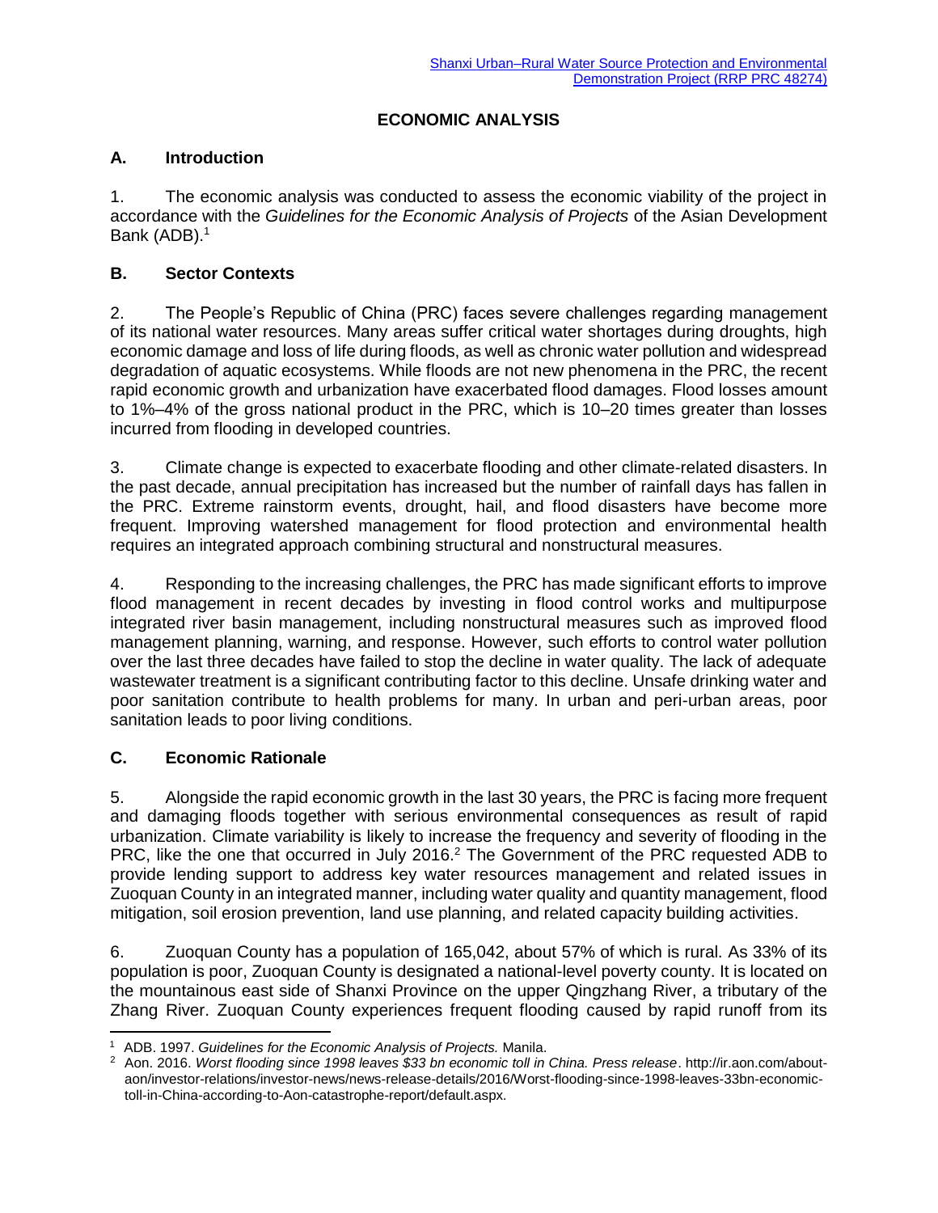Shanxi Urban–Rural Water Source Protection and Environmental Demonstration Project (RRP PRC 48274)

# ECONOMIC ANALYSIS

## A. Introduction

1. The economic analysis was conducted to assess the economic viability of the project in accordance with the *Guidelines for the Economic Analysis of Projects* of the Asian Development Bank (ADB).[1]

## B. Sector Contexts

2. The People's Republic of China (PRC) faces severe challenges regarding management of its national water resources. Many areas suffer critical water shortages during droughts, high economic damage and loss of life during floods, as well as chronic water pollution and widespread degradation of aquatic ecosystems. While floods are not new phenomena in the PRC, the recent rapid economic growth and urbanization have exacerbated flood damages. Flood losses amount to 1%–4% of the gross national product in the PRC, which is 10–20 times greater than losses incurred from flooding in developed countries.

3. Climate change is expected to exacerbate flooding and other climate-related disasters. In the past decade, annual precipitation has increased but the number of rainfall days has fallen in the PRC. Extreme rainstorm events, drought, hail, and flood disasters have become more frequent. Improving watershed management for flood protection and environmental health requires an integrated approach combining structural and nonstructural measures.

4. Responding to the increasing challenges, the PRC has made significant efforts to improve flood management in recent decades by investing in flood control works and multipurpose integrated river basin management, including nonstructural measures such as improved flood management planning, warning, and response. However, such efforts to control water pollution over the last three decades have failed to stop the decline in water quality. The lack of adequate wastewater treatment is a significant contributing factor to this decline. Unsafe drinking water and poor sanitation contribute to health problems for many. In urban and peri-urban areas, poor sanitation leads to poor living conditions.

## C. Economic Rationale

5. Alongside the rapid economic growth in the last 30 years, the PRC is facing more frequent and damaging floods together with serious environmental consequences as result of rapid urbanization. Climate variability is likely to increase the frequency and severity of flooding in the PRC, like the one that occurred in July 2016.[2] The Government of the PRC requested ADB to provide lending support to address key water resources management and related issues in Zuoquan County in an integrated manner, including water quality and quantity management, flood mitigation, soil erosion prevention, land use planning, and related capacity building activities.

6. Zuoquan County has a population of 165,042, about 57% of which is rural. As 33% of its population is poor, Zuoquan County is designated a national-level poverty county. It is located on the mountainous east side of Shanxi Province on the upper Qingzhang River, a tributary of the Zhang River. Zuoquan County experiences frequent flooding caused by rapid runoff from its

---

[1] ADB. 1997. *Guidelines for the Economic Analysis of Projects.* Manila.

[2] Aon. 2016. *Worst flooding since 1998 leaves $33 bn economic toll in China. Press release*. http://ir.aon.com/about-aon/investor-relations/investor-news/news-release-details/2016/Worst-flooding-since-1998-leaves-33bn-economic-toll-in-China-according-to-Aon-catastrophe-report/default.aspx.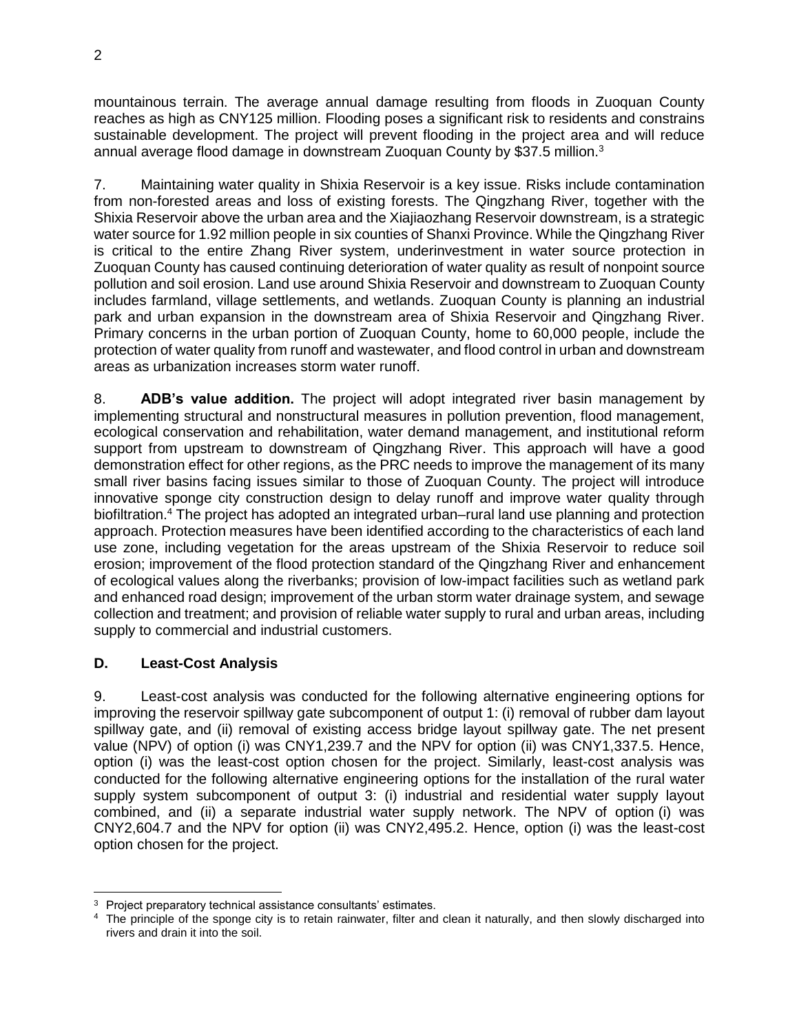mountainous terrain. The average annual damage resulting from floods in Zuoquan County reaches as high as CNY125 million. Flooding poses a significant risk to residents and constrains sustainable development. The project will prevent flooding in the project area and will reduce annual average flood damage in downstream Zuoquan County by $37.5 million.[3]

7. Maintaining water quality in Shixia Reservoir is a key issue. Risks include contamination from non-forested areas and loss of existing forests. The Qingzhang River, together with the Shixia Reservoir above the urban area and the Xiajiaozhang Reservoir downstream, is a strategic water source for 1.92 million people in six counties of Shanxi Province. While the Qingzhang River is critical to the entire Zhang River system, underinvestment in water source protection in Zuoquan County has caused continuing deterioration of water quality as result of nonpoint source pollution and soil erosion. Land use around Shixia Reservoir and downstream to Zuoquan County includes farmland, village settlements, and wetlands. Zuoquan County is planning an industrial park and urban expansion in the downstream area of Shixia Reservoir and Qingzhang River. Primary concerns in the urban portion of Zuoquan County, home to 60,000 people, include the protection of water quality from runoff and wastewater, and flood control in urban and downstream areas as urbanization increases storm water runoff.

8. **ADB's value addition.** The project will adopt integrated river basin management by implementing structural and nonstructural measures in pollution prevention, flood management, ecological conservation and rehabilitation, water demand management, and institutional reform support from upstream to downstream of Qingzhang River. This approach will have a good demonstration effect for other regions, as the PRC needs to improve the management of its many small river basins facing issues similar to those of Zuoquan County. The project will introduce innovative sponge city construction design to delay runoff and improve water quality through biofiltration.[4] The project has adopted an integrated urban–rural land use planning and protection approach. Protection measures have been identified according to the characteristics of each land use zone, including vegetation for the areas upstream of the Shixia Reservoir to reduce soil erosion; improvement of the flood protection standard of the Qingzhang River and enhancement of ecological values along the riverbanks; provision of low-impact facilities such as wetland park and enhanced road design; improvement of the urban storm water drainage system, and sewage collection and treatment; and provision of reliable water supply to rural and urban areas, including supply to commercial and industrial customers.

### D. Least-Cost Analysis

9. Least-cost analysis was conducted for the following alternative engineering options for improving the reservoir spillway gate subcomponent of output 1: (i) removal of rubber dam layout spillway gate, and (ii) removal of existing access bridge layout spillway gate. The net present value (NPV) of option (i) was CNY1,239.7 and the NPV for option (ii) was CNY1,337.5. Hence, option (i) was the least-cost option chosen for the project. Similarly, least-cost analysis was conducted for the following alternative engineering options for the installation of the rural water supply system subcomponent of output 3: (i) industrial and residential water supply layout combined, and (ii) a separate industrial water supply network. The NPV of option (i) was CNY2,604.7 and the NPV for option (ii) was CNY2,495.2. Hence, option (i) was the least-cost option chosen for the project.

---

[3] Project preparatory technical assistance consultants' estimates.

[4] The principle of the sponge city is to retain rainwater, filter and clean it naturally, and then slowly discharged into rivers and drain it into the soil.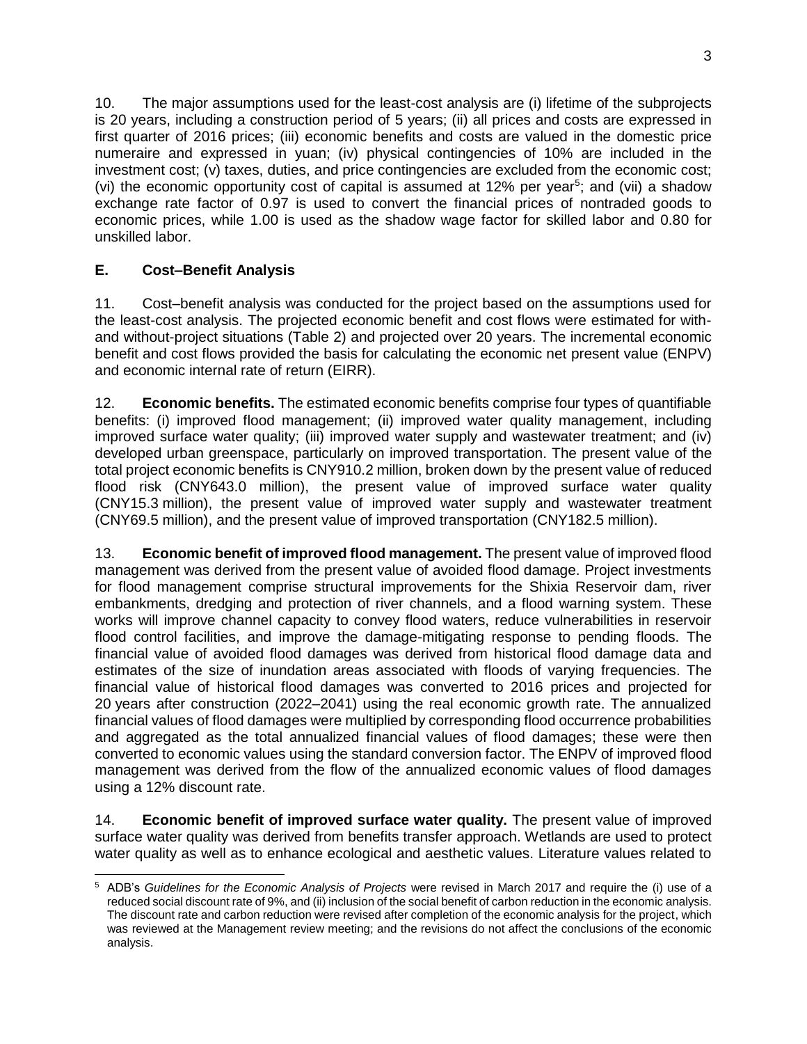10. The major assumptions used for the least-cost analysis are (i) lifetime of the subprojects is 20 years, including a construction period of 5 years; (ii) all prices and costs are expressed in first quarter of 2016 prices; (iii) economic benefits and costs are valued in the domestic price numeraire and expressed in yuan; (iv) physical contingencies of 10% are included in the investment cost; (v) taxes, duties, and price contingencies are excluded from the economic cost; (vi) the economic opportunity cost of capital is assumed at 12% per year[5]; and (vii) a shadow exchange rate factor of 0.97 is used to convert the financial prices of nontraded goods to economic prices, while 1.00 is used as the shadow wage factor for skilled labor and 0.80 for unskilled labor.

## E. Cost–Benefit Analysis

11. Cost–benefit analysis was conducted for the project based on the assumptions used for the least-cost analysis. The projected economic benefit and cost flows were estimated for with- and without-project situations (Table 2) and projected over 20 years. The incremental economic benefit and cost flows provided the basis for calculating the economic net present value (ENPV) and economic internal rate of return (EIRR).

12. **Economic benefits.** The estimated economic benefits comprise four types of quantifiable benefits: (i) improved flood management; (ii) improved water quality management, including improved surface water quality; (iii) improved water supply and wastewater treatment; and (iv) developed urban greenspace, particularly on improved transportation. The present value of the total project economic benefits is CNY910.2 million, broken down by the present value of reduced flood risk (CNY643.0 million), the present value of improved surface water quality (CNY15.3 million), the present value of improved water supply and wastewater treatment (CNY69.5 million), and the present value of improved transportation (CNY182.5 million).

13. **Economic benefit of improved flood management.** The present value of improved flood management was derived from the present value of avoided flood damage. Project investments for flood management comprise structural improvements for the Shixia Reservoir dam, river embankments, dredging and protection of river channels, and a flood warning system. These works will improve channel capacity to convey flood waters, reduce vulnerabilities in reservoir flood control facilities, and improve the damage-mitigating response to pending floods. The financial value of avoided flood damages was derived from historical flood damage data and estimates of the size of inundation areas associated with floods of varying frequencies. The financial value of historical flood damages was converted to 2016 prices and projected for 20 years after construction (2022–2041) using the real economic growth rate. The annualized financial values of flood damages were multiplied by corresponding flood occurrence probabilities and aggregated as the total annualized financial values of flood damages; these were then converted to economic values using the standard conversion factor. The ENPV of improved flood management was derived from the flow of the annualized economic values of flood damages using a 12% discount rate.

14. **Economic benefit of improved surface water quality.** The present value of improved surface water quality was derived from benefits transfer approach. Wetlands are used to protect water quality as well as to enhance ecological and aesthetic values. Literature values related to

---

[5] ADB's *Guidelines for the Economic Analysis of Projects* were revised in March 2017 and require the (i) use of a reduced social discount rate of 9%, and (ii) inclusion of the social benefit of carbon reduction in the economic analysis. The discount rate and carbon reduction were revised after completion of the economic analysis for the project, which was reviewed at the Management review meeting; and the revisions do not affect the conclusions of the economic analysis.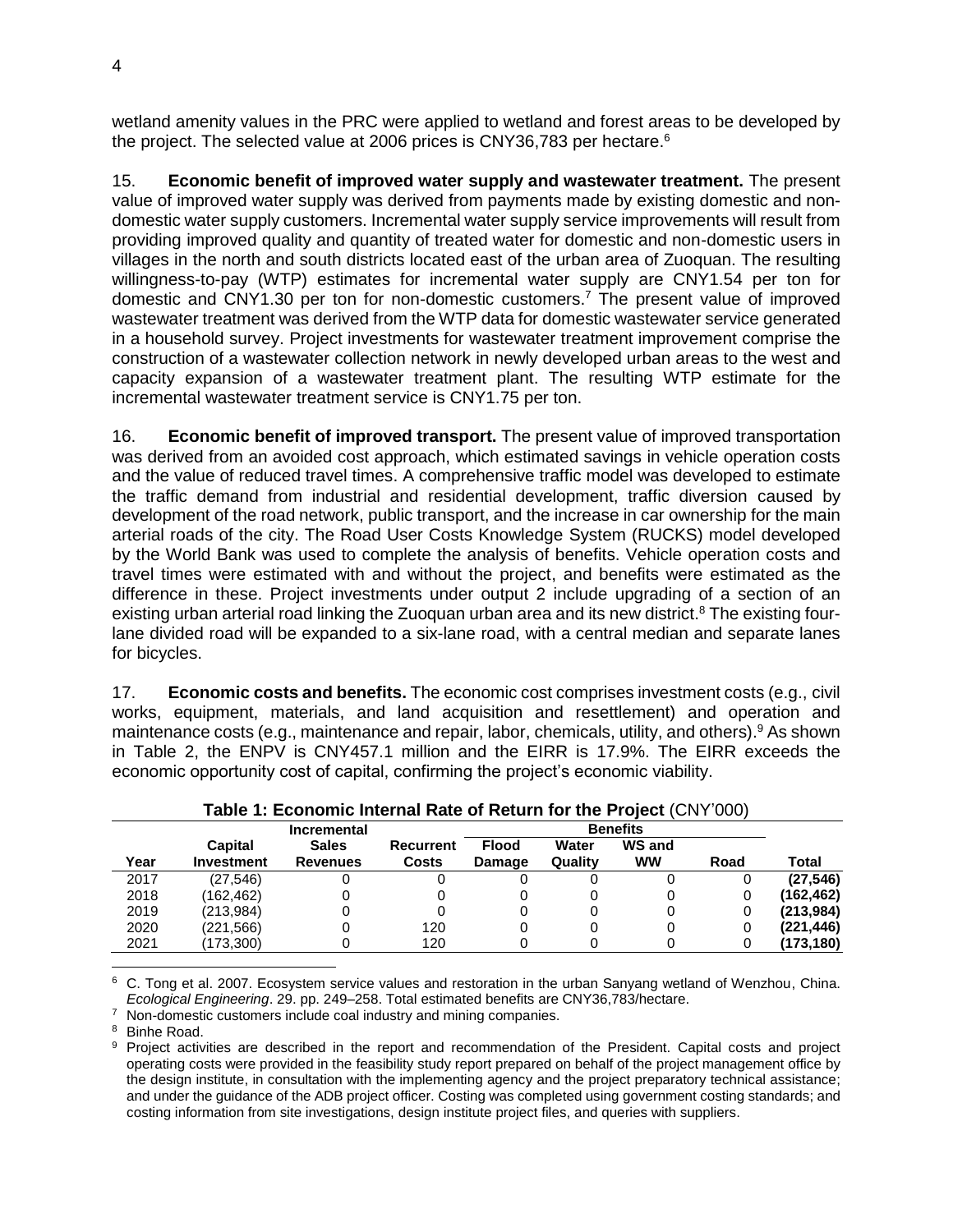wetland amenity values in the PRC were applied to wetland and forest areas to be developed by the project. The selected value at 2006 prices is CNY36,783 per hectare.[6]

15. **Economic benefit of improved water supply and wastewater treatment.** The present value of improved water supply was derived from payments made by existing domestic and non-domestic water supply customers. Incremental water supply service improvements will result from providing improved quality and quantity of treated water for domestic and non-domestic users in villages in the north and south districts located east of the urban area of Zuoquan. The resulting willingness-to-pay (WTP) estimates for incremental water supply are CNY1.54 per ton for domestic and CNY1.30 per ton for non-domestic customers.[7] The present value of improved wastewater treatment was derived from the WTP data for domestic wastewater service generated in a household survey. Project investments for wastewater treatment improvement comprise the construction of a wastewater collection network in newly developed urban areas to the west and capacity expansion of a wastewater treatment plant. The resulting WTP estimate for the incremental wastewater treatment service is CNY1.75 per ton.

16. **Economic benefit of improved transport.** The present value of improved transportation was derived from an avoided cost approach, which estimated savings in vehicle operation costs and the value of reduced travel times. A comprehensive traffic model was developed to estimate the traffic demand from industrial and residential development, traffic diversion caused by development of the road network, public transport, and the increase in car ownership for the main arterial roads of the city. The Road User Costs Knowledge System (RUCKS) model developed by the World Bank was used to complete the analysis of benefits. Vehicle operation costs and travel times were estimated with and without the project, and benefits were estimated as the difference in these. Project investments under output 2 include upgrading of a section of an existing urban arterial road linking the Zuoquan urban area and its new district.[8] The existing four-lane divided road will be expanded to a six-lane road, with a central median and separate lanes for bicycles.

17. **Economic costs and benefits.** The economic cost comprises investment costs (e.g., civil works, equipment, materials, and land acquisition and resettlement) and operation and maintenance costs (e.g., maintenance and repair, labor, chemicals, utility, and others).[9] As shown in Table 2, the ENPV is CNY457.1 million and the EIRR is 17.9%. The EIRR exceeds the economic opportunity cost of capital, confirming the project's economic viability.

**Table 1: Economic Internal Rate of Return for the Project** (CNY'000)

| | | Incremental | | Benefits | | | | |
|---|---|---|---|---|---|---|---|---|
| Year | Capital Investment | Sales Revenues | Recurrent Costs | Flood Damage | Water Quality | WS and WW | Road | Total |
| 2017 | (27,546) | 0 | 0 | 0 | 0 | 0 | 0 | **(27,546)** |
| 2018 | (162,462) | 0 | 0 | 0 | 0 | 0 | 0 | **(162,462)** |
| 2019 | (213,984) | 0 | 0 | 0 | 0 | 0 | 0 | **(213,984)** |
| 2020 | (221,566) | 0 | 120 | 0 | 0 | 0 | 0 | **(221,446)** |
| 2021 | (173,300) | 0 | 120 | 0 | 0 | 0 | 0 | **(173,180)** |

[6] C. Tong et al. 2007. Ecosystem service values and restoration in the urban Sanyang wetland of Wenzhou, China. *Ecological Engineering*. 29. pp. 249–258. Total estimated benefits are CNY36,783/hectare.

[7] Non-domestic customers include coal industry and mining companies.

[8] Binhe Road.

[9] Project activities are described in the report and recommendation of the President. Capital costs and project operating costs were provided in the feasibility study report prepared on behalf of the project management office by the design institute, in consultation with the implementing agency and the project preparatory technical assistance; and under the guidance of the ADB project officer. Costing was completed using government costing standards; and costing information from site investigations, design institute project files, and queries with suppliers.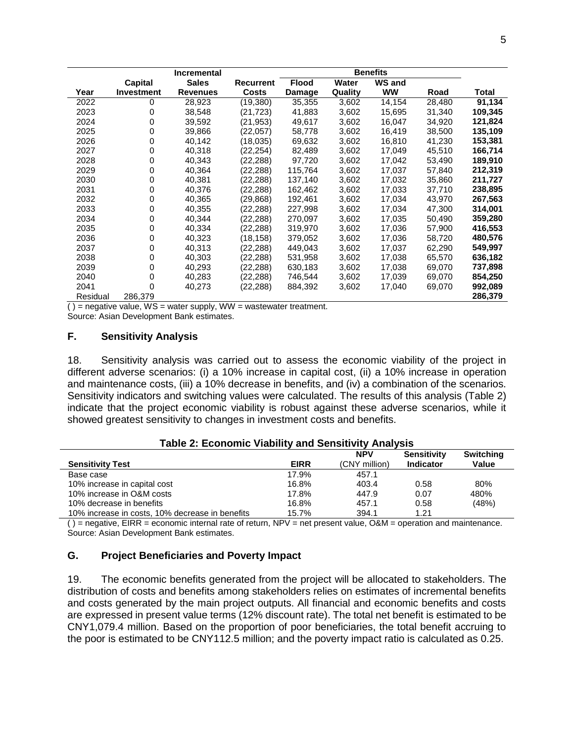| Year | Capital Investment | Incremental Sales Revenues | Recurrent Costs | Benefits Flood Damage | Water Quality | WS and WW | Road | Total |
|---|---|---|---|---|---|---|---|---|
| 2022 | 0 | 28,923 | (19,380) | 35,355 | 3,602 | 14,154 | 28,480 | **91,134** |
| 2023 | 0 | 38,548 | (21,723) | 41,883 | 3,602 | 15,695 | 31,340 | **109,345** |
| 2024 | 0 | 39,592 | (21,953) | 49,617 | 3,602 | 16,047 | 34,920 | **121,824** |
| 2025 | 0 | 39,866 | (22,057) | 58,778 | 3,602 | 16,419 | 38,500 | **135,109** |
| 2026 | 0 | 40,142 | (18,035) | 69,632 | 3,602 | 16,810 | 41,230 | **153,381** |
| 2027 | 0 | 40,318 | (22,254) | 82,489 | 3,602 | 17,049 | 45,510 | **166,714** |
| 2028 | 0 | 40,343 | (22,288) | 97,720 | 3,602 | 17,042 | 53,490 | **189,910** |
| 2029 | 0 | 40,364 | (22,288) | 115,764 | 3,602 | 17,037 | 57,840 | **212,319** |
| 2030 | 0 | 40,381 | (22,288) | 137,140 | 3,602 | 17,032 | 35,860 | **211,727** |
| 2031 | 0 | 40,376 | (22,288) | 162,462 | 3,602 | 17,033 | 37,710 | **238,895** |
| 2032 | 0 | 40,365 | (29,868) | 192,461 | 3,602 | 17,034 | 43,970 | **267,563** |
| 2033 | 0 | 40,355 | (22,288) | 227,998 | 3,602 | 17,034 | 47,300 | **314,001** |
| 2034 | 0 | 40,344 | (22,288) | 270,097 | 3,602 | 17,035 | 50,490 | **359,280** |
| 2035 | 0 | 40,334 | (22,288) | 319,970 | 3,602 | 17,036 | 57,900 | **416,553** |
| 2036 | 0 | 40,323 | (18,158) | 379,052 | 3,602 | 17,036 | 58,720 | **480,576** |
| 2037 | 0 | 40,313 | (22,288) | 449,043 | 3,602 | 17,037 | 62,290 | **549,997** |
| 2038 | 0 | 40,303 | (22,288) | 531,958 | 3,602 | 17,038 | 65,570 | **636,182** |
| 2039 | 0 | 40,293 | (22,288) | 630,183 | 3,602 | 17,038 | 69,070 | **737,898** |
| 2040 | 0 | 40,283 | (22,288) | 746,544 | 3,602 | 17,039 | 69,070 | **854,250** |
| 2041 | 0 | 40,273 | (22,288) | 884,392 | 3,602 | 17,040 | 69,070 | **992,089** |
| Residual | 286,379 | | | | | | | **286,379** |

( ) = negative value, WS = water supply, WW = wastewater treatment.
Source: Asian Development Bank estimates.

## F. Sensitivity Analysis

18. Sensitivity analysis was carried out to assess the economic viability of the project in different adverse scenarios: (i) a 10% increase in capital cost, (ii) a 10% increase in operation and maintenance costs, (iii) a 10% decrease in benefits, and (iv) a combination of the scenarios. Sensitivity indicators and switching values were calculated. The results of this analysis (Table 2) indicate that the project economic viability is robust against these adverse scenarios, while it showed greatest sensitivity to changes in investment costs and benefits.

**Table 2: Economic Viability and Sensitivity Analysis**

| Sensitivity Test | EIRR | NPV (CNY million) | Sensitivity Indicator | Switching Value |
|---|---|---|---|---|
| Base case | 17.9% | 457.1 | | |
| 10% increase in capital cost | 16.8% | 403.4 | 0.58 | 80% |
| 10% increase in O&M costs | 17.8% | 447.9 | 0.07 | 480% |
| 10% decrease in benefits | 16.8% | 457.1 | 0.58 | (48%) |
| 10% increase in costs, 10% decrease in benefits | 15.7% | 394.1 | 1.21 | |

( ) = negative, EIRR = economic internal rate of return, NPV = net present value, O&M = operation and maintenance.
Source: Asian Development Bank estimates.

## G. Project Beneficiaries and Poverty Impact

19. The economic benefits generated from the project will be allocated to stakeholders. The distribution of costs and benefits among stakeholders relies on estimates of incremental benefits and costs generated by the main project outputs. All financial and economic benefits and costs are expressed in present value terms (12% discount rate). The total net benefit is estimated to be CNY1,079.4 million. Based on the proportion of poor beneficiaries, the total benefit accruing to the poor is estimated to be CNY112.5 million; and the poverty impact ratio is calculated as 0.25.